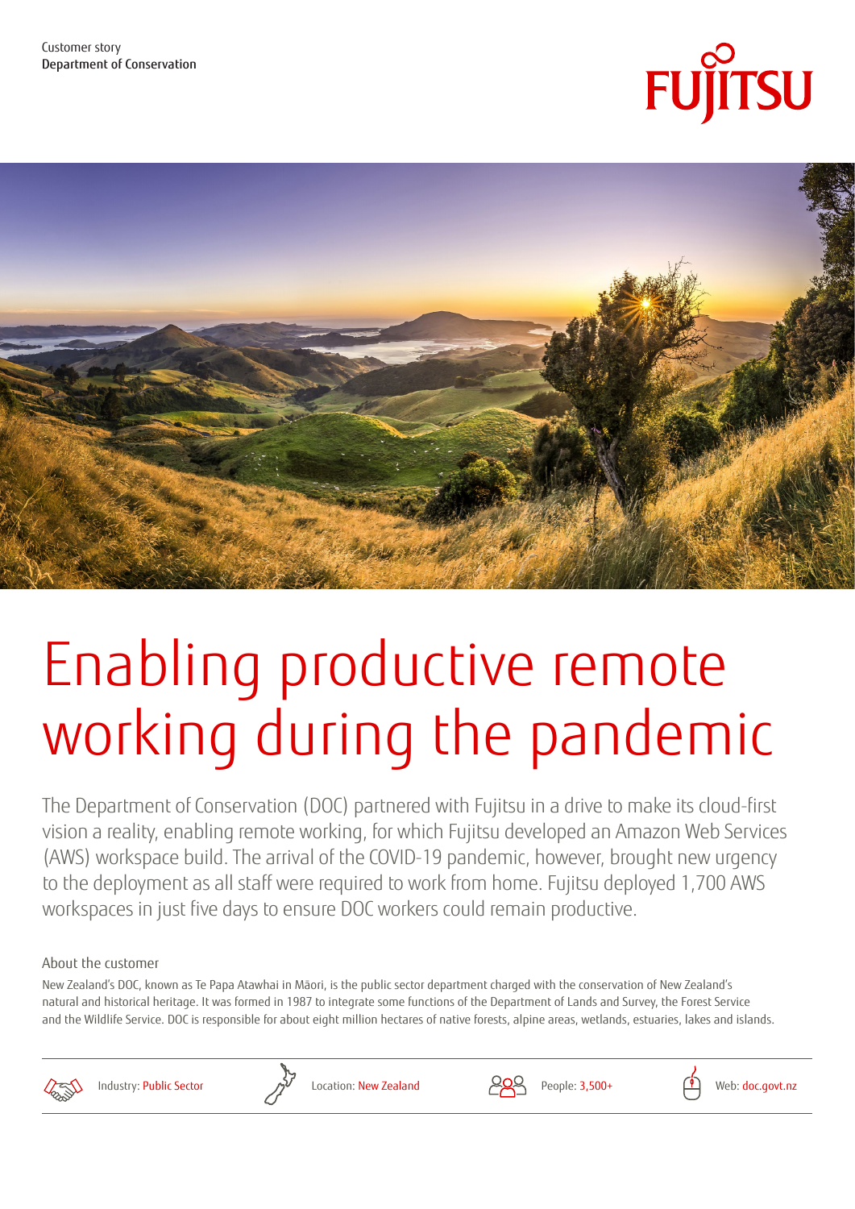Customer story
Department of Conservation

# Enabling productive remote working during the pandemic

The Department of Conservation (DOC) partnered with Fujitsu in a drive to make its cloud-first vision a reality, enabling remote working, for which Fujitsu developed an Amazon Web Services (AWS) workspace build. The arrival of the COVID-19 pandemic, however, brought new urgency to the deployment as all staff were required to work from home. Fujitsu deployed 1,700 AWS workspaces in just five days to ensure DOC workers could remain productive.

## About the customer

New Zealand's DOC, known as Te Papa Atawhai in Māori, is the public sector department charged with the conservation of New Zealand's natural and historical heritage. It was formed in 1987 to integrate some functions of the Department of Lands and Survey, the Forest Service and the Wildlife Service. DOC is responsible for about eight million hectares of native forests, alpine areas, wetlands, estuaries, lakes and islands.

Industry: Public Sector | Location: New Zealand | People: 3,500+ | Web: doc.govt.nz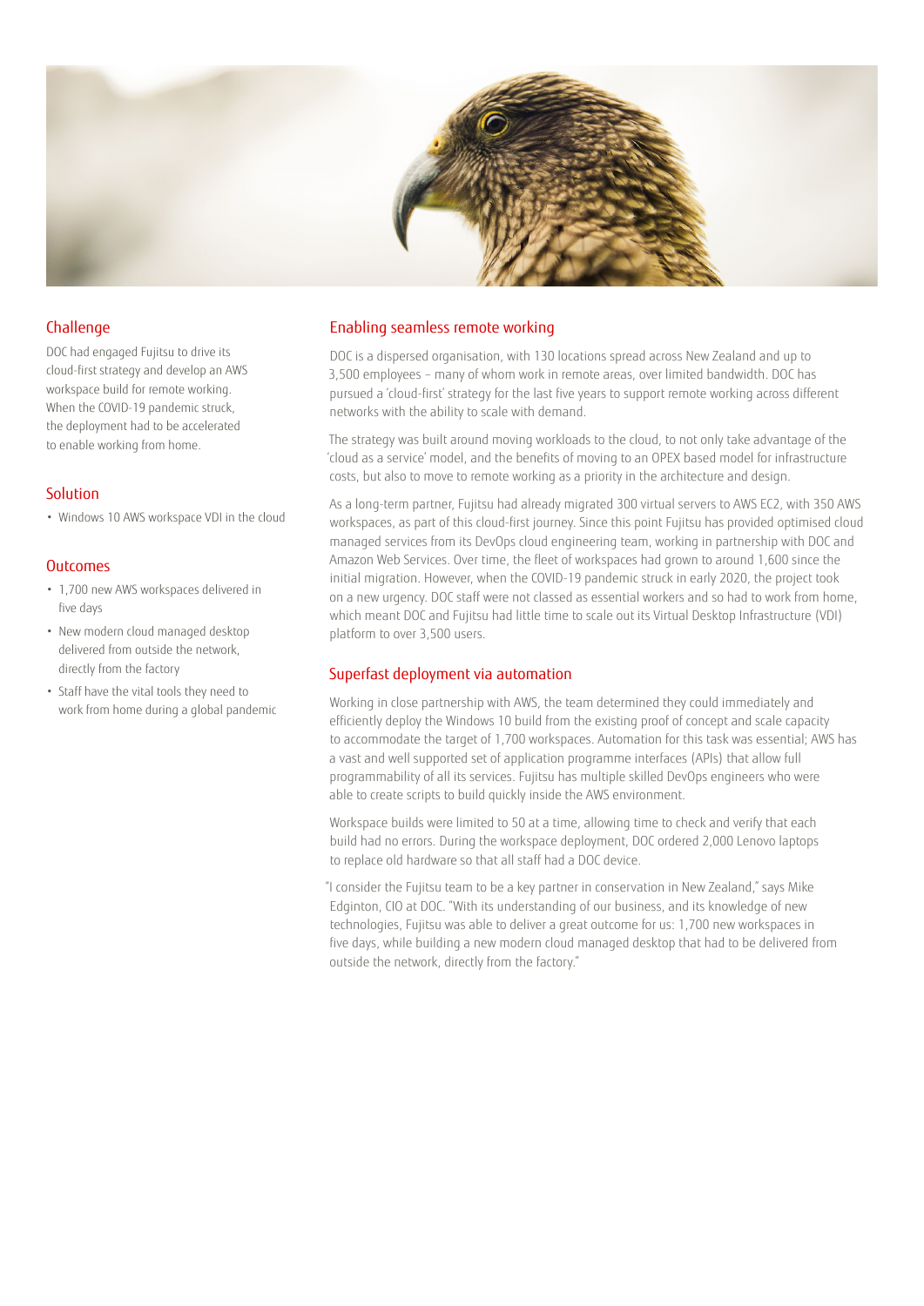## Challenge

DOC had engaged Fujitsu to drive its cloud-first strategy and develop an AWS workspace build for remote working. When the COVID-19 pandemic struck, the deployment had to be accelerated to enable working from home.

## Solution

- Windows 10 AWS workspace VDI in the cloud

## Outcomes

- 1,700 new AWS workspaces delivered in five days
- New modern cloud managed desktop delivered from outside the network, directly from the factory
- Staff have the vital tools they need to work from home during a global pandemic

## Enabling seamless remote working

DOC is a dispersed organisation, with 130 locations spread across New Zealand and up to 3,500 employees – many of whom work in remote areas, over limited bandwidth. DOC has pursued a 'cloud-first' strategy for the last five years to support remote working across different networks with the ability to scale with demand.

The strategy was built around moving workloads to the cloud, to not only take advantage of the 'cloud as a service' model, and the benefits of moving to an OPEX based model for infrastructure costs, but also to move to remote working as a priority in the architecture and design.

As a long-term partner, Fujitsu had already migrated 300 virtual servers to AWS EC2, with 350 AWS workspaces, as part of this cloud-first journey. Since this point Fujitsu has provided optimised cloud managed services from its DevOps cloud engineering team, working in partnership with DOC and Amazon Web Services. Over time, the fleet of workspaces had grown to around 1,600 since the initial migration. However, when the COVID-19 pandemic struck in early 2020, the project took on a new urgency. DOC staff were not classed as essential workers and so had to work from home, which meant DOC and Fujitsu had little time to scale out its Virtual Desktop Infrastructure (VDI) platform to over 3,500 users.

## Superfast deployment via automation

Working in close partnership with AWS, the team determined they could immediately and efficiently deploy the Windows 10 build from the existing proof of concept and scale capacity to accommodate the target of 1,700 workspaces. Automation for this task was essential; AWS has a vast and well supported set of application programme interfaces (APIs) that allow full programmability of all its services. Fujitsu has multiple skilled DevOps engineers who were able to create scripts to build quickly inside the AWS environment.

Workspace builds were limited to 50 at a time, allowing time to check and verify that each build had no errors. During the workspace deployment, DOC ordered 2,000 Lenovo laptops to replace old hardware so that all staff had a DOC device.

"I consider the Fujitsu team to be a key partner in conservation in New Zealand," says Mike Edginton, CIO at DOC. "With its understanding of our business, and its knowledge of new technologies, Fujitsu was able to deliver a great outcome for us: 1,700 new workspaces in five days, while building a new modern cloud managed desktop that had to be delivered from outside the network, directly from the factory."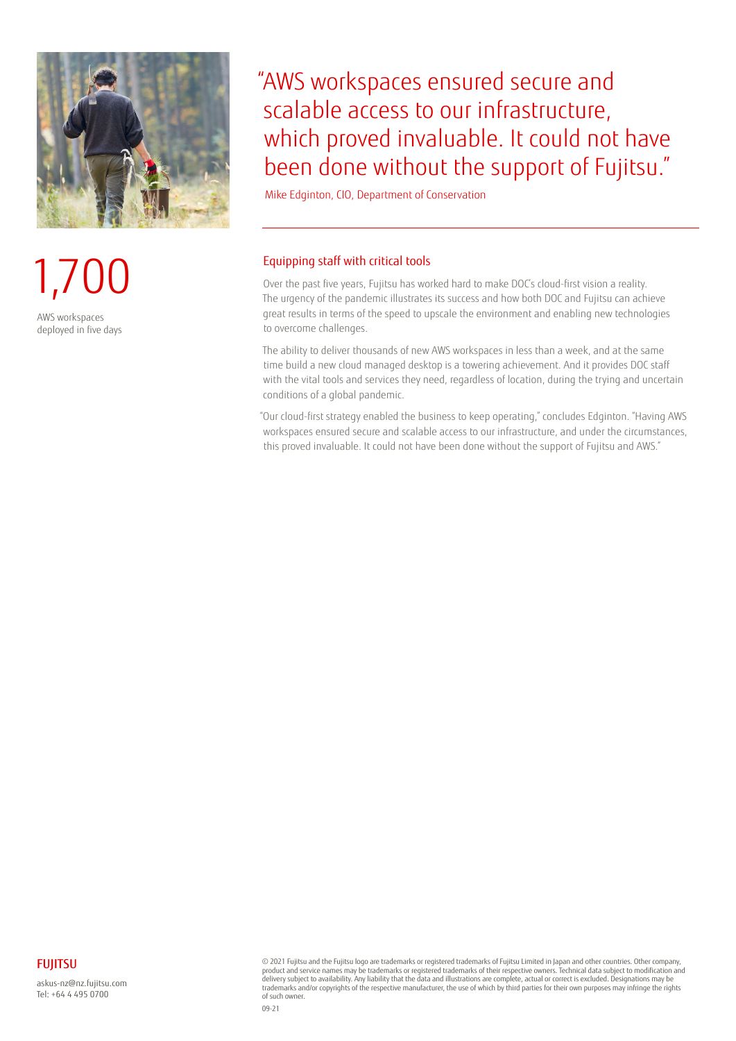"AWS workspaces ensured secure and scalable access to our infrastructure, which proved invaluable. It could not have been done without the support of Fujitsu."

Mike Edginton, CIO, Department of Conservation

1,700

AWS workspaces deployed in five days

## Equipping staff with critical tools

Over the past five years, Fujitsu has worked hard to make DOC's cloud-first vision a reality. The urgency of the pandemic illustrates its success and how both DOC and Fujitsu can achieve great results in terms of the speed to upscale the environment and enabling new technologies to overcome challenges.

The ability to deliver thousands of new AWS workspaces in less than a week, and at the same time build a new cloud managed desktop is a towering achievement. And it provides DOC staff with the vital tools and services they need, regardless of location, during the trying and uncertain conditions of a global pandemic.

"Our cloud-first strategy enabled the business to keep operating," concludes Edginton. "Having AWS workspaces ensured secure and scalable access to our infrastructure, and under the circumstances, this proved invaluable. It could not have been done without the support of Fujitsu and AWS."

FUJITSU

askus-nz@nz.fujitsu.com
Tel: +64 4 495 0700

© 2021 Fujitsu and the Fujitsu logo are trademarks or registered trademarks of Fujitsu Limited in Japan and other countries. Other company, product and service names may be trademarks or registered trademarks of their respective owners. Technical data subject to modification and delivery subject to availability. Any liability that the data and illustrations are complete, actual or correct is excluded. Designations may be trademarks and/or copyrights of the respective manufacturer, the use of which by third parties for their own purposes may infringe the rights of such owner.

09-21